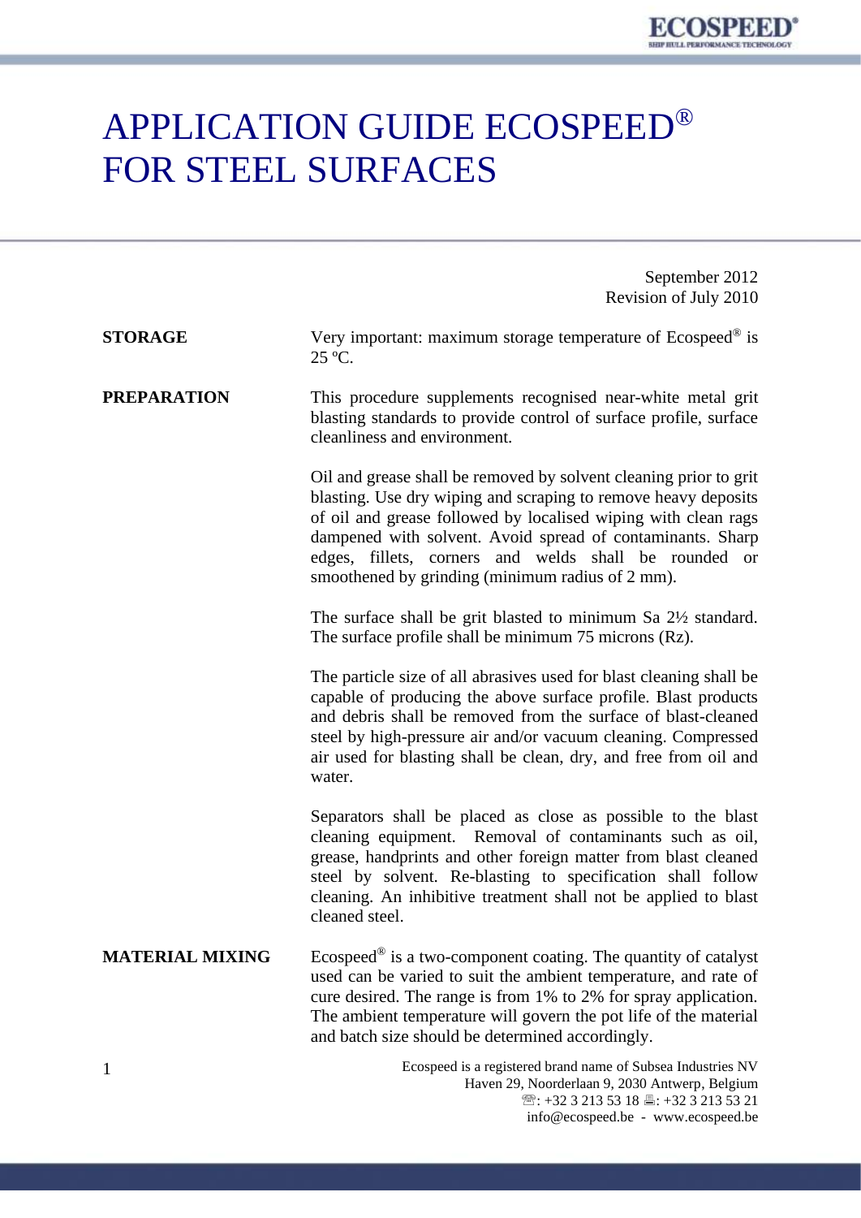# APPLICATION GUIDE ECOSPEED® FOR STEEL SURFACES

September 2012
Revision of July 2010

**STORAGE**

Very important: maximum storage temperature of Ecospeed® is 25 ºC.

**PREPARATION**

This procedure supplements recognised near-white metal grit blasting standards to provide control of surface profile, surface cleanliness and environment.

Oil and grease shall be removed by solvent cleaning prior to grit blasting. Use dry wiping and scraping to remove heavy deposits of oil and grease followed by localised wiping with clean rags dampened with solvent. Avoid spread of contaminants. Sharp edges, fillets, corners and welds shall be rounded or smoothened by grinding (minimum radius of 2 mm).

The surface shall be grit blasted to minimum Sa 2½ standard. The surface profile shall be minimum 75 microns (Rz).

The particle size of all abrasives used for blast cleaning shall be capable of producing the above surface profile. Blast products and debris shall be removed from the surface of blast-cleaned steel by high-pressure air and/or vacuum cleaning. Compressed air used for blasting shall be clean, dry, and free from oil and water.

Separators shall be placed as close as possible to the blast cleaning equipment. Removal of contaminants such as oil, grease, handprints and other foreign matter from blast cleaned steel by solvent. Re-blasting to specification shall follow cleaning. An inhibitive treatment shall not be applied to blast cleaned steel.

**MATERIAL MIXING**

Ecospeed® is a two-component coating. The quantity of catalyst used can be varied to suit the ambient temperature, and rate of cure desired. The range is from 1% to 2% for spray application. The ambient temperature will govern the pot life of the material and batch size should be determined accordingly.

Ecospeed is a registered brand name of Subsea Industries NV
Haven 29, Noorderlaan 9, 2030 Antwerp, Belgium
☏: +32 3 213 53 18 🖷: +32 3 213 53 21
info@ecospeed.be - www.ecospeed.be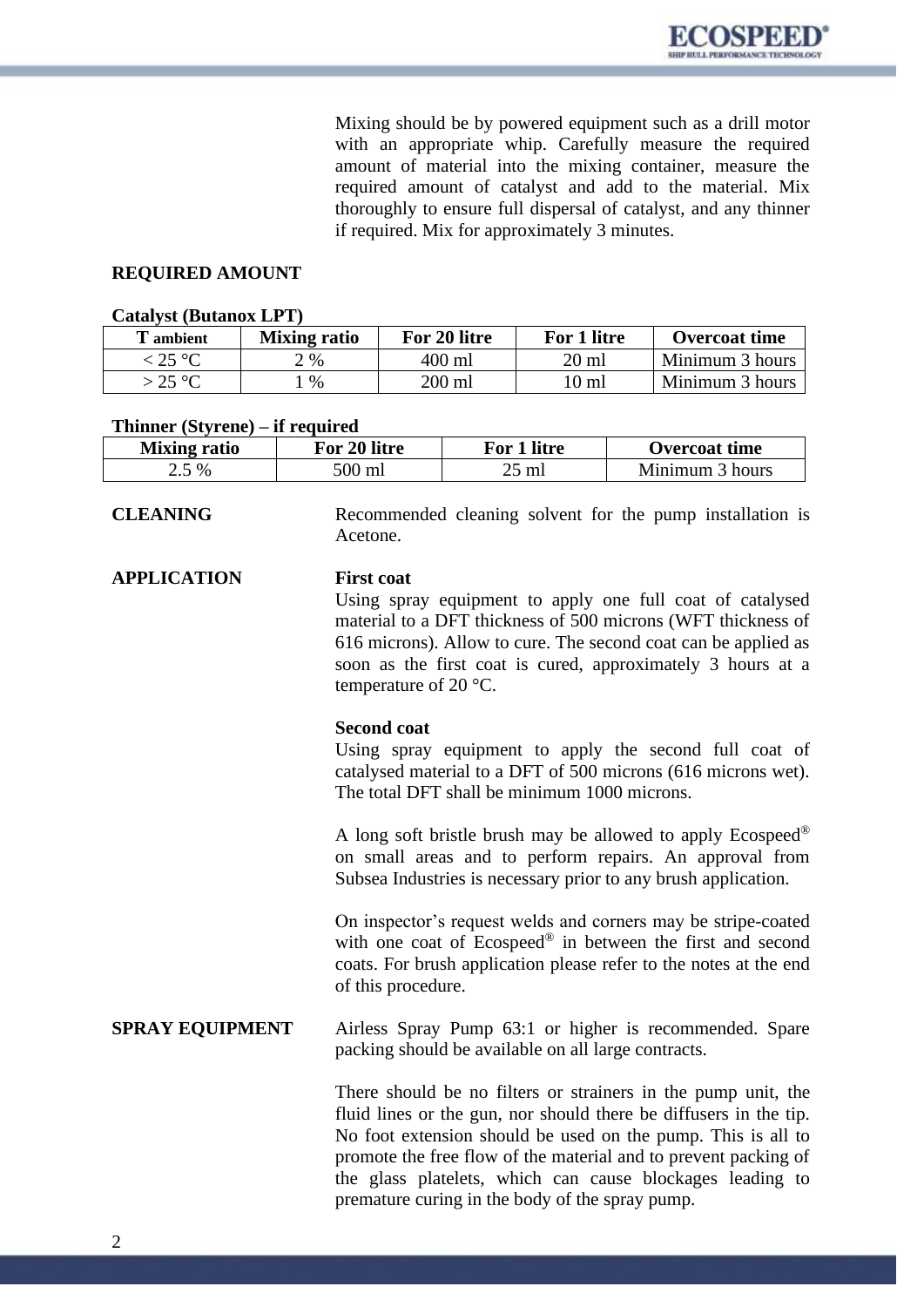Mixing should be by powered equipment such as a drill motor with an appropriate whip. Carefully measure the required amount of material into the mixing container, measure the required amount of catalyst and add to the material. Mix thoroughly to ensure full dispersal of catalyst, and any thinner if required. Mix for approximately 3 minutes.

**REQUIRED AMOUNT**

**Catalyst (Butanox LPT)**

| T ambient | Mixing ratio | For 20 litre | For 1 litre | Overcoat time |
|---|---|---|---|---|
| < 25 °C | 2 % | 400 ml | 20 ml | Minimum 3 hours |
| > 25 °C | 1 % | 200 ml | 10 ml | Minimum 3 hours |

**Thinner (Styrene) – if required**

| Mixing ratio | For 20 litre | For 1 litre | Overcoat time |
|---|---|---|---|
| 2.5 % | 500 ml | 25 ml | Minimum 3 hours |

**CLEANING**

Recommended cleaning solvent for the pump installation is Acetone.

**APPLICATION**

**First coat**

Using spray equipment to apply one full coat of catalysed material to a DFT thickness of 500 microns (WFT thickness of 616 microns). Allow to cure. The second coat can be applied as soon as the first coat is cured, approximately 3 hours at a temperature of 20 °C.

**Second coat**

Using spray equipment to apply the second full coat of catalysed material to a DFT of 500 microns (616 microns wet). The total DFT shall be minimum 1000 microns.

A long soft bristle brush may be allowed to apply Ecospeed® on small areas and to perform repairs. An approval from Subsea Industries is necessary prior to any brush application.

On inspector's request welds and corners may be stripe-coated with one coat of Ecospeed® in between the first and second coats. For brush application please refer to the notes at the end of this procedure.

**SPRAY EQUIPMENT**

Airless Spray Pump 63:1 or higher is recommended. Spare packing should be available on all large contracts.

There should be no filters or strainers in the pump unit, the fluid lines or the gun, nor should there be diffusers in the tip. No foot extension should be used on the pump. This is all to promote the free flow of the material and to prevent packing of the glass platelets, which can cause blockages leading to premature curing in the body of the spray pump.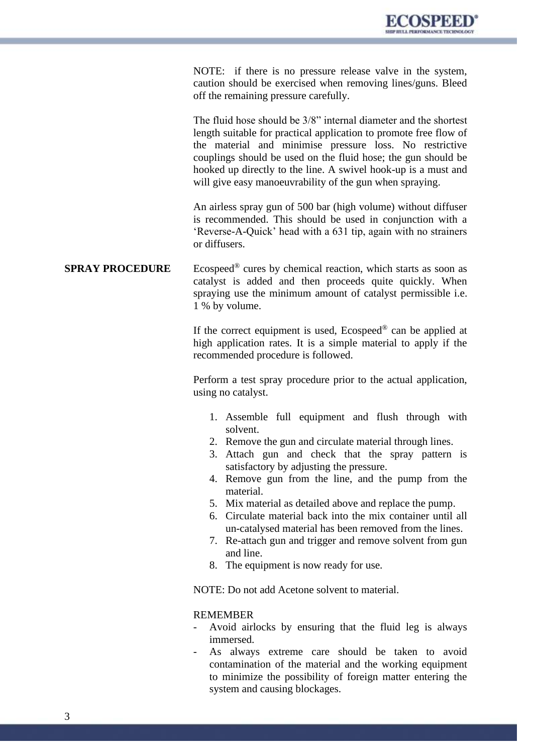NOTE: if there is no pressure release valve in the system, caution should be exercised when removing lines/guns. Bleed off the remaining pressure carefully.

The fluid hose should be 3/8" internal diameter and the shortest length suitable for practical application to promote free flow of the material and minimise pressure loss. No restrictive couplings should be used on the fluid hose; the gun should be hooked up directly to the line. A swivel hook-up is a must and will give easy manoeuvrability of the gun when spraying.

An airless spray gun of 500 bar (high volume) without diffuser is recommended. This should be used in conjunction with a 'Reverse-A-Quick' head with a 631 tip, again with no strainers or diffusers.

**SPRAY PROCEDURE**

Ecospeed® cures by chemical reaction, which starts as soon as catalyst is added and then proceeds quite quickly. When spraying use the minimum amount of catalyst permissible i.e. 1 % by volume.

If the correct equipment is used, Ecospeed® can be applied at high application rates. It is a simple material to apply if the recommended procedure is followed.

Perform a test spray procedure prior to the actual application, using no catalyst.

1. Assemble full equipment and flush through with solvent.
2. Remove the gun and circulate material through lines.
3. Attach gun and check that the spray pattern is satisfactory by adjusting the pressure.
4. Remove gun from the line, and the pump from the material.
5. Mix material as detailed above and replace the pump.
6. Circulate material back into the mix container until all un-catalysed material has been removed from the lines.
7. Re-attach gun and trigger and remove solvent from gun and line.
8. The equipment is now ready for use.

NOTE: Do not add Acetone solvent to material.

REMEMBER

- Avoid airlocks by ensuring that the fluid leg is always immersed.
- As always extreme care should be taken to avoid contamination of the material and the working equipment to minimize the possibility of foreign matter entering the system and causing blockages.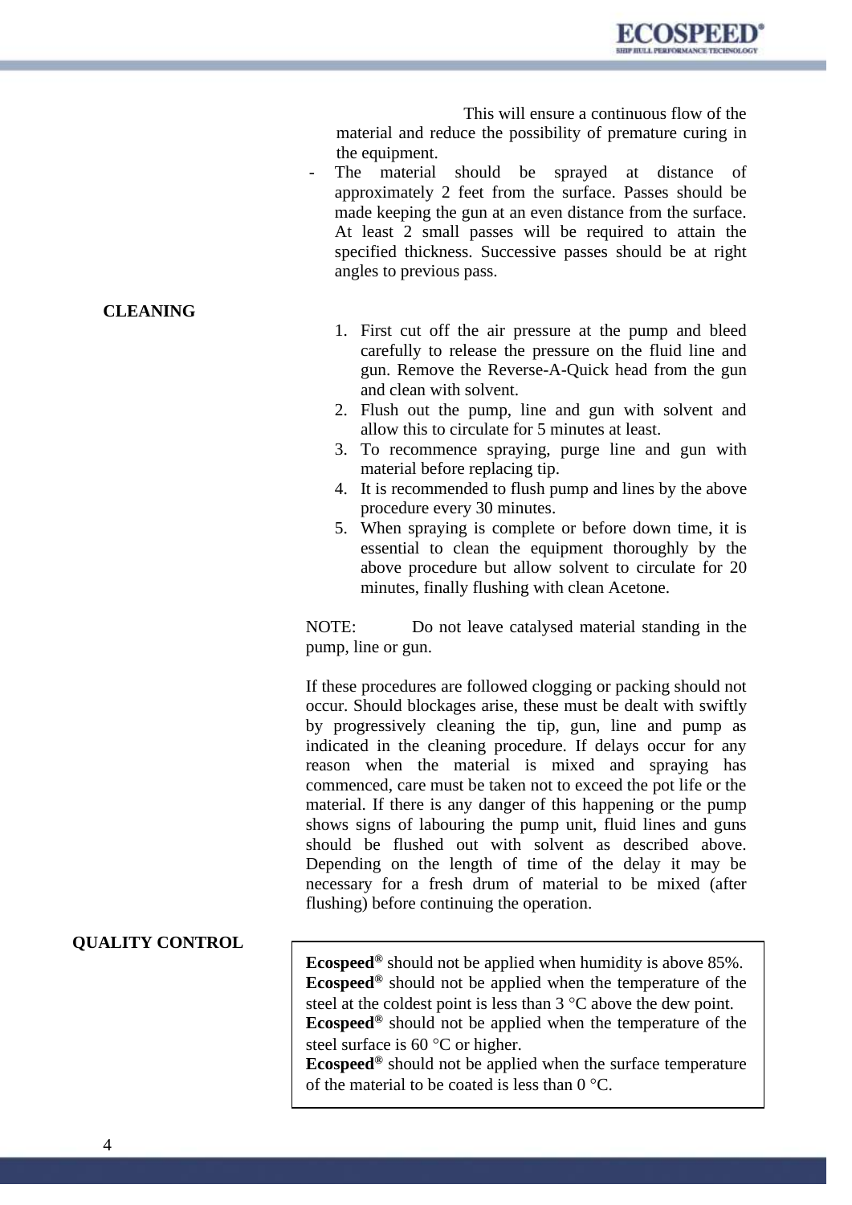This will ensure a continuous flow of the material and reduce the possibility of premature curing in the equipment.

- The material should be sprayed at distance of approximately 2 feet from the surface. Passes should be made keeping the gun at an even distance from the surface. At least 2 small passes will be required to attain the specified thickness. Successive passes should be at right angles to previous pass.

**CLEANING**

1. First cut off the air pressure at the pump and bleed carefully to release the pressure on the fluid line and gun. Remove the Reverse-A-Quick head from the gun and clean with solvent.
2. Flush out the pump, line and gun with solvent and allow this to circulate for 5 minutes at least.
3. To recommence spraying, purge line and gun with material before replacing tip.
4. It is recommended to flush pump and lines by the above procedure every 30 minutes.
5. When spraying is complete or before down time, it is essential to clean the equipment thoroughly by the above procedure but allow solvent to circulate for 20 minutes, finally flushing with clean Acetone.

NOTE: Do not leave catalysed material standing in the pump, line or gun.

If these procedures are followed clogging or packing should not occur. Should blockages arise, these must be dealt with swiftly by progressively cleaning the tip, gun, line and pump as indicated in the cleaning procedure. If delays occur for any reason when the material is mixed and spraying has commenced, care must be taken not to exceed the pot life or the material. If there is any danger of this happening or the pump shows signs of labouring the pump unit, fluid lines and guns should be flushed out with solvent as described above. Depending on the length of time of the delay it may be necessary for a fresh drum of material to be mixed (after flushing) before continuing the operation.

**QUALITY CONTROL**

**Ecospeed®** should not be applied when humidity is above 85%.
**Ecospeed®** should not be applied when the temperature of the steel at the coldest point is less than 3 °C above the dew point.
**Ecospeed®** should not be applied when the temperature of the steel surface is 60 °C or higher.
**Ecospeed®** should not be applied when the surface temperature of the material to be coated is less than 0 °C.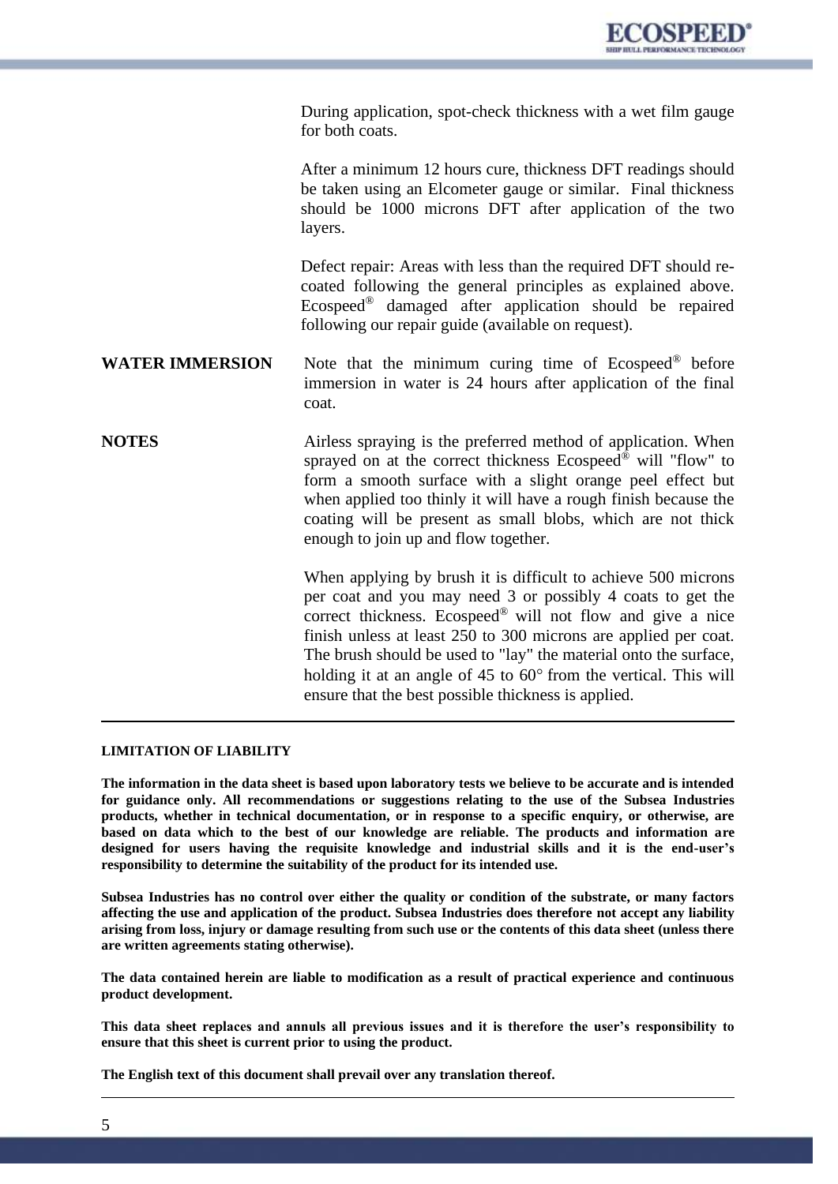During application, spot-check thickness with a wet film gauge for both coats.

After a minimum 12 hours cure, thickness DFT readings should be taken using an Elcometer gauge or similar. Final thickness should be 1000 microns DFT after application of the two layers.

Defect repair: Areas with less than the required DFT should re-coated following the general principles as explained above. Ecospeed® damaged after application should be repaired following our repair guide (available on request).

**WATER IMMERSION**

Note that the minimum curing time of Ecospeed® before immersion in water is 24 hours after application of the final coat.

**NOTES**

Airless spraying is the preferred method of application. When sprayed on at the correct thickness Ecospeed® will "flow" to form a smooth surface with a slight orange peel effect but when applied too thinly it will have a rough finish because the coating will be present as small blobs, which are not thick enough to join up and flow together.

When applying by brush it is difficult to achieve 500 microns per coat and you may need 3 or possibly 4 coats to get the correct thickness. Ecospeed® will not flow and give a nice finish unless at least 250 to 300 microns are applied per coat. The brush should be used to "lay" the material onto the surface, holding it at an angle of 45 to 60° from the vertical. This will ensure that the best possible thickness is applied.

---

**LIMITATION OF LIABILITY**

**The information in the data sheet is based upon laboratory tests we believe to be accurate and is intended for guidance only. All recommendations or suggestions relating to the use of the Subsea Industries products, whether in technical documentation, or in response to a specific enquiry, or otherwise, are based on data which to the best of our knowledge are reliable. The products and information are designed for users having the requisite knowledge and industrial skills and it is the end-user's responsibility to determine the suitability of the product for its intended use.**

**Subsea Industries has no control over either the quality or condition of the substrate, or many factors affecting the use and application of the product. Subsea Industries does therefore not accept any liability arising from loss, injury or damage resulting from such use or the contents of this data sheet (unless there are written agreements stating otherwise).**

**The data contained herein are liable to modification as a result of practical experience and continuous product development.**

**This data sheet replaces and annuls all previous issues and it is therefore the user's responsibility to ensure that this sheet is current prior to using the product.**

**The English text of this document shall prevail over any translation thereof.**